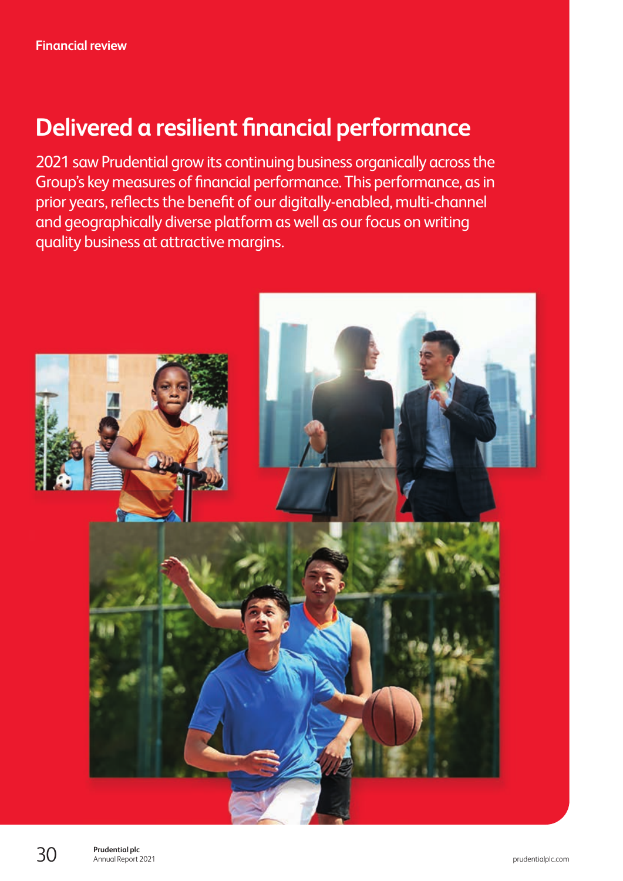Financial review

# Delivered a resilient financial performance

2021 saw Prudential grow its continuing business organically across the Group's key measures of financial performance. This performance, as in prior years, reflects the benefit of our digitally-enabled, multi-channel and geographically diverse platform as well as our focus on writing quality business at attractive margins.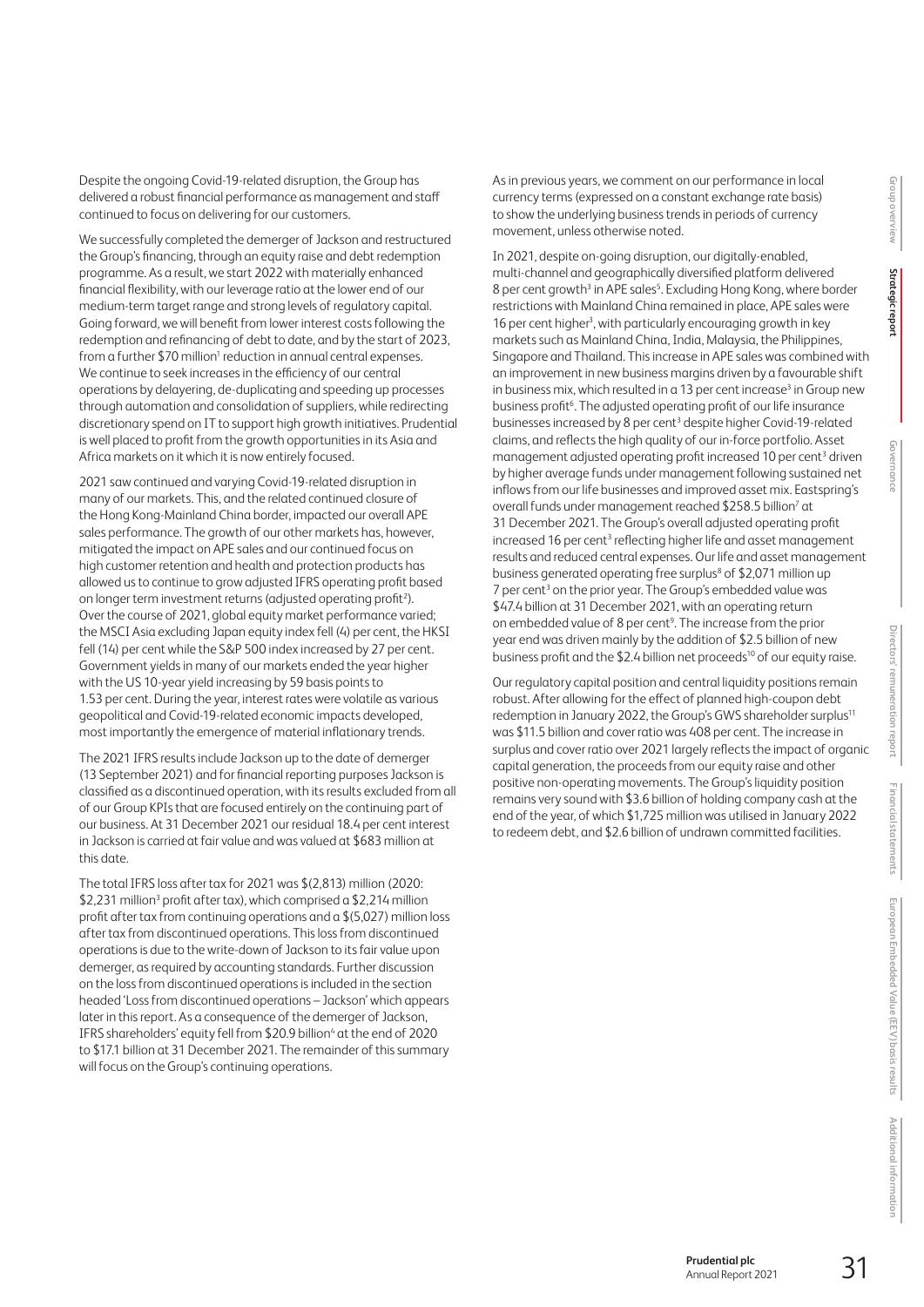Despite the ongoing Covid-19-related disruption, the Group has delivered a robust financial performance as management and staff continued to focus on delivering for our customers.

We successfully completed the demerger of Jackson and restructured the Group's financing, through an equity raise and debt redemption programme. As a result, we start 2022 with materially enhanced financial flexibility, with our leverage ratio at the lower end of our medium-term target range and strong levels of regulatory capital. Going forward, we will benefit from lower interest costs following the redemption and refinancing of debt to date, and by the start of 2023, from a further \$70 million[1] reduction in annual central expenses. We continue to seek increases in the efficiency of our central operations by delayering, de-duplicating and speeding up processes through automation and consolidation of suppliers, while redirecting discretionary spend on IT to support high growth initiatives. Prudential is well placed to profit from the growth opportunities in its Asia and Africa markets on it which it is now entirely focused.

2021 saw continued and varying Covid-19-related disruption in many of our markets. This, and the related continued closure of the Hong Kong-Mainland China border, impacted our overall APE sales performance. The growth of our other markets has, however, mitigated the impact on APE sales and our continued focus on high customer retention and health and protection products has allowed us to continue to grow adjusted IFRS operating profit based on longer term investment returns (adjusted operating profit[2]). Over the course of 2021, global equity market performance varied; the MSCI Asia excluding Japan equity index fell (4) per cent, the HKSI fell (14) per cent while the S&P 500 index increased by 27 per cent. Government yields in many of our markets ended the year higher with the US 10-year yield increasing by 59 basis points to 1.53 per cent. During the year, interest rates were volatile as various geopolitical and Covid-19-related economic impacts developed, most importantly the emergence of material inflationary trends.

The 2021 IFRS results include Jackson up to the date of demerger (13 September 2021) and for financial reporting purposes Jackson is classified as a discontinued operation, with its results excluded from all of our Group KPIs that are focused entirely on the continuing part of our business. At 31 December 2021 our residual 18.4 per cent interest in Jackson is carried at fair value and was valued at \$683 million at this date.

The total IFRS loss after tax for 2021 was \$(2,813) million (2020: \$2,231 million[3] profit after tax), which comprised a \$2,214 million profit after tax from continuing operations and a \$(5,027) million loss after tax from discontinued operations. This loss from discontinued operations is due to the write-down of Jackson to its fair value upon demerger, as required by accounting standards. Further discussion on the loss from discontinued operations is included in the section headed 'Loss from discontinued operations – Jackson' which appears later in this report. As a consequence of the demerger of Jackson, IFRS shareholders' equity fell from \$20.9 billion[4] at the end of 2020 to \$17.1 billion at 31 December 2021. The remainder of this summary will focus on the Group's continuing operations.

As in previous years, we comment on our performance in local currency terms (expressed on a constant exchange rate basis) to show the underlying business trends in periods of currency movement, unless otherwise noted.

In 2021, despite on-going disruption, our digitally-enabled, multi-channel and geographically diversified platform delivered 8 per cent growth[3] in APE sales[5]. Excluding Hong Kong, where border restrictions with Mainland China remained in place, APE sales were 16 per cent higher[3], with particularly encouraging growth in key markets such as Mainland China, India, Malaysia, the Philippines, Singapore and Thailand. This increase in APE sales was combined with an improvement in new business margins driven by a favourable shift in business mix, which resulted in a 13 per cent increase[3] in Group new business profit[6]. The adjusted operating profit of our life insurance businesses increased by 8 per cent[3] despite higher Covid-19-related claims, and reflects the high quality of our in-force portfolio. Asset management adjusted operating profit increased 10 per cent[3] driven by higher average funds under management following sustained net inflows from our life businesses and improved asset mix. Eastspring's overall funds under management reached \$258.5 billion[7] at 31 December 2021. The Group's overall adjusted operating profit increased 16 per cent[3] reflecting higher life and asset management results and reduced central expenses. Our life and asset management business generated operating free surplus[8] of \$2,071 million up 7 per cent[3] on the prior year. The Group's embedded value was \$47.4 billion at 31 December 2021, with an operating return on embedded value of 8 per cent[9]. The increase from the prior year end was driven mainly by the addition of \$2.5 billion of new business profit and the \$2.4 billion net proceeds[10] of our equity raise.

Our regulatory capital position and central liquidity positions remain robust. After allowing for the effect of planned high-coupon debt redemption in January 2022, the Group's GWS shareholder surplus[11] was \$11.5 billion and cover ratio was 408 per cent. The increase in surplus and cover ratio over 2021 largely reflects the impact of organic capital generation, the proceeds from our equity raise and other positive non-operating movements. The Group's liquidity position remains very sound with \$3.6 billion of holding company cash at the end of the year, of which \$1,725 million was utilised in January 2022 to redeem debt, and \$2.6 billion of undrawn committed facilities.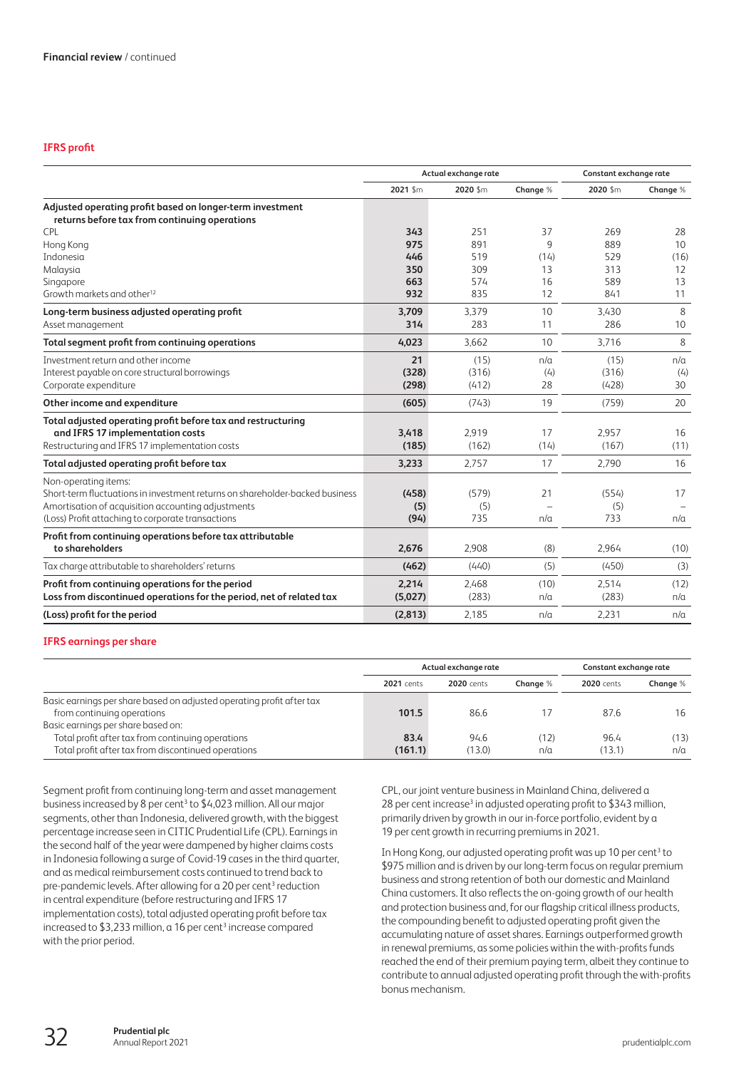## IFRS profit

| | Actual exchange rate | | | Constant exchange rate | |
|---|---|---|---|---|---|
| | **2021** $m | **2020** $m | **Change** % | **2020** $m | **Change** % |
| **Adjusted operating profit based on longer-term investment returns before tax from continuing operations** | | | | | |
| CPL | **343** | 251 | 37 | 269 | 28 |
| Hong Kong | **975** | 891 | 9 | 889 | 10 |
| Indonesia | **446** | 519 | (14) | 529 | (16) |
| Malaysia | **350** | 309 | 13 | 313 | 12 |
| Singapore | **663** | 574 | 16 | 589 | 13 |
| Growth markets and other[12] | **932** | 835 | 12 | 841 | 11 |
| **Long-term business adjusted operating profit** | **3,709** | 3,379 | 10 | 3,430 | 8 |
| Asset management | **314** | 283 | 11 | 286 | 10 |
| **Total segment profit from continuing operations** | **4,023** | 3,662 | 10 | 3,716 | 8 |
| Investment return and other income | **21** | (15) | n/a | (15) | n/a |
| Interest payable on core structural borrowings | **(328)** | (316) | (4) | (316) | (4) |
| Corporate expenditure | **(298)** | (412) | 28 | (428) | 30 |
| **Other income and expenditure** | **(605)** | (743) | 19 | (759) | 20 |
| **Total adjusted operating profit before tax and restructuring and IFRS 17 implementation costs** | **3,418** | 2,919 | 17 | 2,957 | 16 |
| Restructuring and IFRS 17 implementation costs | **(185)** | (162) | (14) | (167) | (11) |
| **Total adjusted operating profit before tax** | **3,233** | 2,757 | 17 | 2,790 | 16 |
| Non-operating items: | | | | | |
| Short-term fluctuations in investment returns on shareholder-backed business | **(458)** | (579) | 21 | (554) | 17 |
| Amortisation of acquisition accounting adjustments | **(5)** | (5) | – | (5) | – |
| (Loss) Profit attaching to corporate transactions | **(94)** | 735 | n/a | 733 | n/a |
| **Profit from continuing operations before tax attributable to shareholders** | **2,676** | 2,908 | (8) | 2,964 | (10) |
| Tax charge attributable to shareholders' returns | **(462)** | (440) | (5) | (450) | (3) |
| **Profit from continuing operations for the period** | **2,214** | 2,468 | (10) | 2,514 | (12) |
| **Loss from discontinued operations for the period, net of related tax** | **(5,027)** | (283) | n/a | (283) | n/a |
| **(Loss) profit for the period** | **(2,813)** | 2,185 | n/a | 2,231 | n/a |

## IFRS earnings per share

| | Actual exchange rate | | | Constant exchange rate | |
|---|---|---|---|---|---|
| | **2021** cents | **2020** cents | **Change** % | **2020** cents | **Change** % |
| Basic earnings per share based on adjusted operating profit after tax from continuing operations | **101.5** | 86.6 | 17 | 87.6 | 16 |
| Basic earnings per share based on: | | | | | |
| Total profit after tax from continuing operations | **83.4** | 94.6 | (12) | 96.4 | (13) |
| Total profit after tax from discontinued operations | **(161.1)** | (13.0) | n/a | (13.1) | n/a |

Segment profit from continuing long-term and asset management business increased by 8 per cent[3] to $4,023 million. All our major segments, other than Indonesia, delivered growth, with the biggest percentage increase seen in CITIC Prudential Life (CPL). Earnings in the second half of the year were dampened by higher claims costs in Indonesia following a surge of Covid-19 cases in the third quarter, and as medical reimbursement costs continued to trend back to pre-pandemic levels. After allowing for a 20 per cent[3] reduction in central expenditure (before restructuring and IFRS 17 implementation costs), total adjusted operating profit before tax increased to $3,233 million, a 16 per cent[3] increase compared with the prior period.

CPL, our joint venture business in Mainland China, delivered a 28 per cent increase[3] in adjusted operating profit to $343 million, primarily driven by growth in our in-force portfolio, evident by a 19 per cent growth in recurring premiums in 2021.

In Hong Kong, our adjusted operating profit was up 10 per cent[3] to $975 million and is driven by our long-term focus on regular premium business and strong retention of both our domestic and Mainland China customers. It also reflects the on-going growth of our health and protection business and, for our flagship critical illness products, the compounding benefit to adjusted operating profit given the accumulating nature of asset shares. Earnings outperformed growth in renewal premiums, as some policies within the with-profits funds reached the end of their premium paying term, albeit they continue to contribute to annual adjusted operating profit through the with-profits bonus mechanism.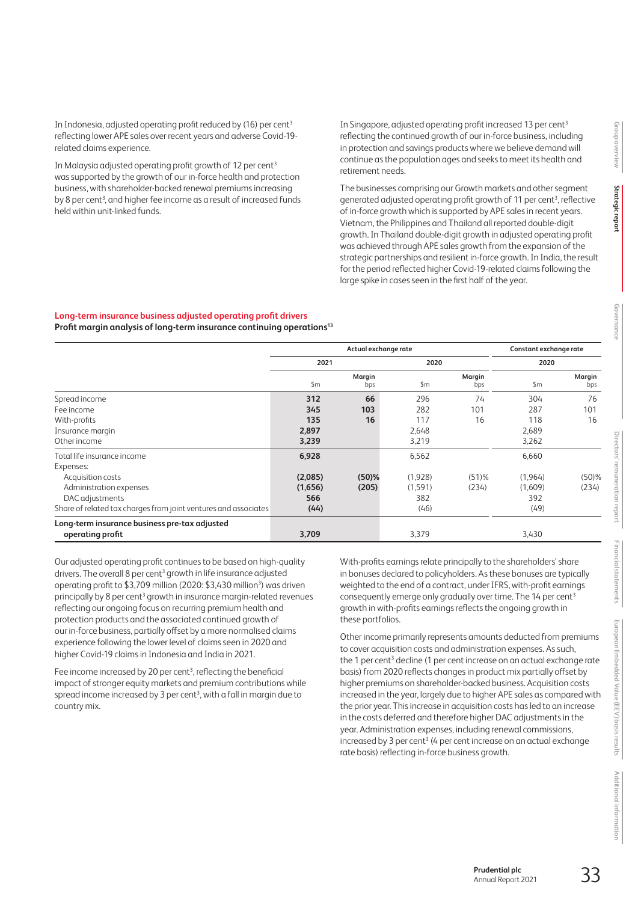In Indonesia, adjusted operating profit reduced by (16) per cent[3] reflecting lower APE sales over recent years and adverse Covid-19-related claims experience.

In Malaysia adjusted operating profit growth of 12 per cent[3] was supported by the growth of our in-force health and protection business, with shareholder-backed renewal premiums increasing by 8 per cent[3], and higher fee income as a result of increased funds held within unit-linked funds.

In Singapore, adjusted operating profit increased 13 per cent[3] reflecting the continued growth of our in-force business, including in protection and savings products where we believe demand will continue as the population ages and seeks to meet its health and retirement needs.

The businesses comprising our Growth markets and other segment generated adjusted operating profit growth of 11 per cent[3], reflective of in-force growth which is supported by APE sales in recent years. Vietnam, the Philippines and Thailand all reported double-digit growth. In Thailand double-digit growth in adjusted operating profit was achieved through APE sales growth from the expansion of the strategic partnerships and resilient in-force growth. In India, the result for the period reflected higher Covid-19-related claims following the large spike in cases seen in the first half of the year.

### Long-term insurance business adjusted operating profit drivers

**Profit margin analysis of long-term insurance continuing operations[13]**

| | Actual exchange rate | | | | Constant exchange rate | |
|---|---|---|---|---|---|---|
| | 2021 | | 2020 | | 2020 | |
| | $m | Margin bps | $m | Margin bps | $m | Margin bps |
| Spread income | **312** | **66** | 296 | 74 | 304 | 76 |
| Fee income | **345** | **103** | 282 | 101 | 287 | 101 |
| With-profits | **135** | **16** | 117 | 16 | 118 | 16 |
| Insurance margin | **2,897** | | 2,648 | | 2,689 | |
| Other income | **3,239** | | 3,219 | | 3,262 | |
| Total life insurance income | **6,928** | | 6,562 | | 6,660 | |
| Expenses: | | | | | | |
| Acquisition costs | **(2,085)** | **(50)%** | (1,928) | (51)% | (1,964) | (50)% |
| Administration expenses | **(1,656)** | **(205)** | (1,591) | (234) | (1,609) | (234) |
| DAC adjustments | **566** | | 382 | | 392 | |
| Share of related tax charges from joint ventures and associates | **(44)** | | (46) | | (49) | |
| **Long-term insurance business pre-tax adjusted operating profit** | **3,709** | | 3,379 | | 3,430 | |

Our adjusted operating profit continues to be based on high-quality drivers. The overall 8 per cent[3] growth in life insurance adjusted operating profit to $3,709 million (2020: $3,430 million[3]) was driven principally by 8 per cent[3] growth in insurance margin-related revenues reflecting our ongoing focus on recurring premium health and protection products and the associated continued growth of our in-force business, partially offset by a more normalised claims experience following the lower level of claims seen in 2020 and higher Covid-19 claims in Indonesia and India in 2021.

Fee income increased by 20 per cent[3], reflecting the beneficial impact of stronger equity markets and premium contributions while spread income increased by 3 per cent[3], with a fall in margin due to country mix.

With-profits earnings relate principally to the shareholders' share in bonuses declared to policyholders. As these bonuses are typically weighted to the end of a contract, under IFRS, with-profit earnings consequently emerge only gradually over time. The 14 per cent[3] growth in with-profits earnings reflects the ongoing growth in these portfolios.

Other income primarily represents amounts deducted from premiums to cover acquisition costs and administration expenses. As such, the 1 per cent[3] decline (1 per cent increase on an actual exchange rate basis) from 2020 reflects changes in product mix partially offset by higher premiums on shareholder-backed business. Acquisition costs increased in the year, largely due to higher APE sales as compared with the prior year. This increase in acquisition costs has led to an increase in the costs deferred and therefore higher DAC adjustments in the year. Administration expenses, including renewal commissions, increased by 3 per cent[3] (4 per cent increase on an actual exchange rate basis) reflecting in-force business growth.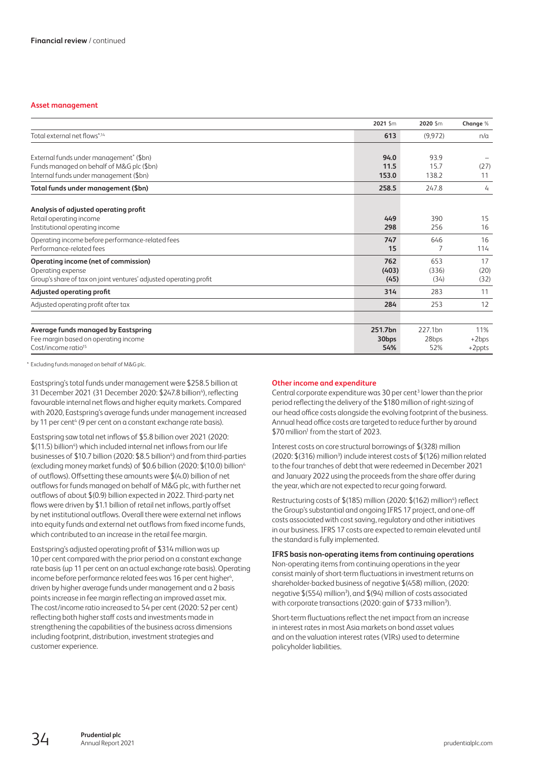Financial review / continued

## Asset management

| | 2021 $m | 2020 $m | Change % |
|---|---|---|---|
| Total external net flows*[14] | 613 | (9,972) | n/a |
| | | | |
| External funds under management* ($bn) | 94.0 | 93.9 | – |
| Funds managed on behalf of M&G plc ($bn) | 11.5 | 15.7 | (27) |
| Internal funds under management ($bn) | 153.0 | 138.2 | 11 |
| **Total funds under management ($bn)** | **258.5** | 247.8 | 4 |
| | | | |
| **Analysis of adjusted operating profit** | | | |
| Retail operating income | 449 | 390 | 15 |
| Institutional operating income | 298 | 256 | 16 |
| Operating income before performance-related fees | 747 | 646 | 16 |
| Performance-related fees | 15 | 7 | 114 |
| **Operating income (net of commission)** | 762 | 653 | 17 |
| Operating expense | (403) | (336) | (20) |
| Group's share of tax on joint ventures' adjusted operating profit | (45) | (34) | (32) |
| **Adjusted operating profit** | 314 | 283 | 11 |
| Adjusted operating profit after tax | 284 | 253 | 12 |
| | | | |
| **Average funds managed by Eastspring** | 251.7bn | 227.1bn | 11% |
| Fee margin based on operating income | 30bps | 28bps | +2bps |
| Cost/income ratio[15] | 54% | 52% | +2ppts |

\* Excluding funds managed on behalf of M&G plc.

Eastspring's total funds under management were $258.5 billion at 31 December 2021 (31 December 2020: $247.8 billion[4]), reflecting favourable internal net flows and higher equity markets. Compared with 2020, Eastspring's average funds under management increased by 11 per cent[4] (9 per cent on a constant exchange rate basis).

Eastspring saw total net inflows of $5.8 billion over 2021 (2020: $(11.5) billion[4]) which included internal net inflows from our life businesses of $10.7 billion (2020: $8.5 billion[4]) and from third-parties (excluding money market funds) of $0.6 billion (2020: $(10.0) billion[4] of outflows). Offsetting these amounts were $(4.0) billion of net outflows for funds managed on behalf of M&G plc, with further net outflows of about $(0.9) billion expected in 2022. Third-party net flows were driven by $1.1 billion of retail net inflows, partly offset by net institutional outflows. Overall there were external net inflows into equity funds and external net outflows from fixed income funds, which contributed to an increase in the retail fee margin.

Eastspring's adjusted operating profit of $314 million was up 10 per cent compared with the prior period on a constant exchange rate basis (up 11 per cent on an actual exchange rate basis). Operating income before performance related fees was 16 per cent higher[4], driven by higher average funds under management and a 2 basis points increase in fee margin reflecting an improved asset mix. The cost/income ratio increased to 54 per cent (2020: 52 per cent) reflecting both higher staff costs and investments made in strengthening the capabilities of the business across dimensions including footprint, distribution, investment strategies and customer experience.

## Other income and expenditure

Central corporate expenditure was 30 per cent[3] lower than the prior period reflecting the delivery of the $180 million of right-sizing of our head office costs alongside the evolving footprint of the business. Annual head office costs are targeted to reduce further by around $70 million[1] from the start of 2023.

Interest costs on core structural borrowings of $(328) million (2020: $(316) million[3]) include interest costs of $(126) million related to the four tranches of debt that were redeemed in December 2021 and January 2022 using the proceeds from the share offer during the year, which are not expected to recur going forward.

Restructuring costs of $(185) million (2020: $(162) million[4]) reflect the Group's substantial and ongoing IFRS 17 project, and one-off costs associated with cost saving, regulatory and other initiatives in our business. IFRS 17 costs are expected to remain elevated until the standard is fully implemented.

### IFRS basis non-operating items from continuing operations

Non-operating items from continuing operations in the year consist mainly of short-term fluctuations in investment returns on shareholder-backed business of negative $(458) million, (2020: negative $(554) million[3]), and $(94) million of costs associated with corporate transactions (2020: gain of $733 million[3]).

Short-term fluctuations reflect the net impact from an increase in interest rates in most Asia markets on bond asset values and on the valuation interest rates (VIRs) used to determine policyholder liabilities.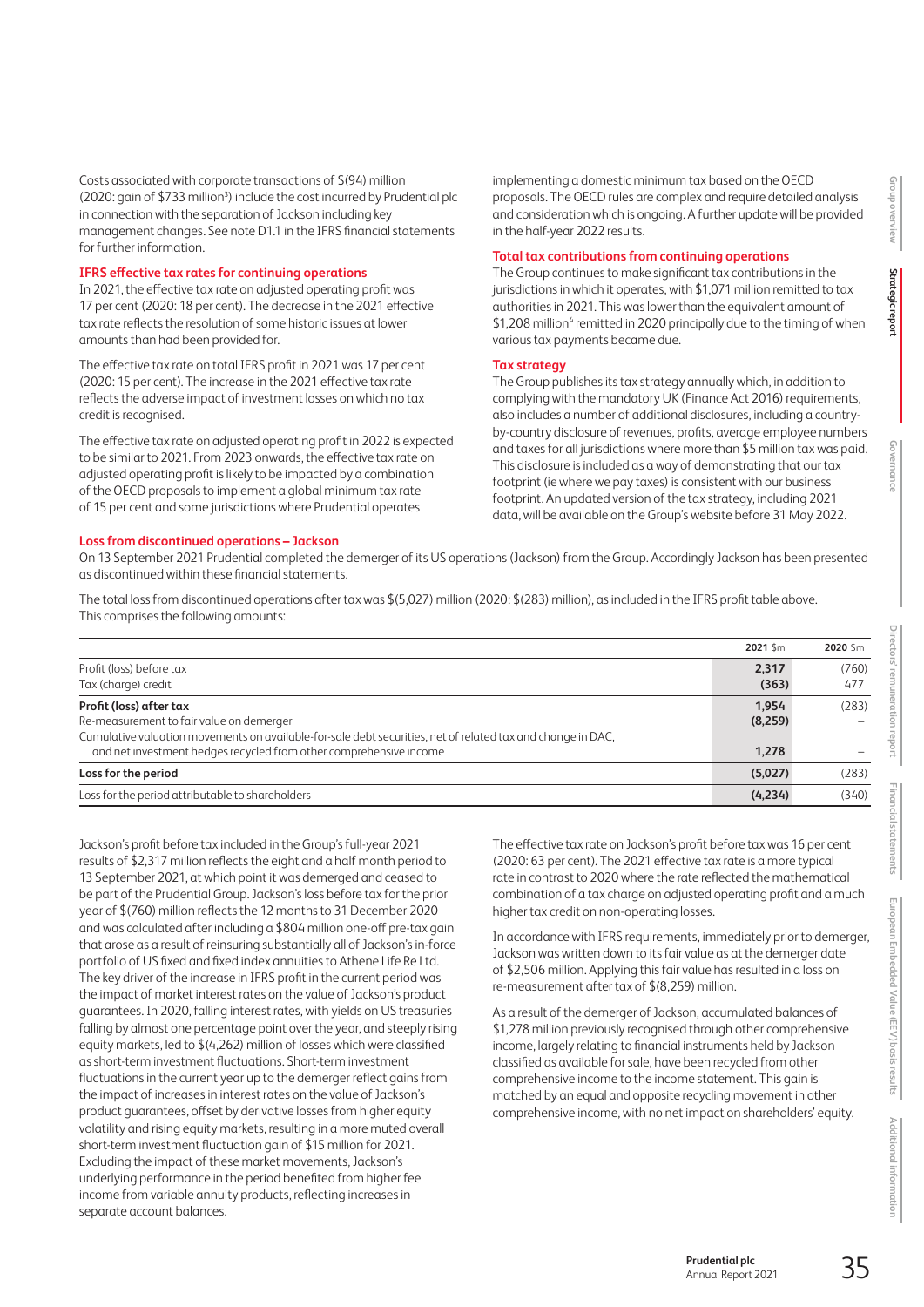Costs associated with corporate transactions of $(94) million (2020: gain of $733 million[3]) include the cost incurred by Prudential plc in connection with the separation of Jackson including key management changes. See note D1.1 in the IFRS financial statements for further information.

### IFRS effective tax rates for continuing operations

In 2021, the effective tax rate on adjusted operating profit was 17 per cent (2020: 18 per cent). The decrease in the 2021 effective tax rate reflects the resolution of some historic issues at lower amounts than had been provided for.

The effective tax rate on total IFRS profit in 2021 was 17 per cent (2020: 15 per cent). The increase in the 2021 effective tax rate reflects the adverse impact of investment losses on which no tax credit is recognised.

The effective tax rate on adjusted operating profit in 2022 is expected to be similar to 2021. From 2023 onwards, the effective tax rate on adjusted operating profit is likely to be impacted by a combination of the OECD proposals to implement a global minimum tax rate of 15 per cent and some jurisdictions where Prudential operates implementing a domestic minimum tax based on the OECD proposals. The OECD rules are complex and require detailed analysis and consideration which is ongoing. A further update will be provided in the half-year 2022 results.

### Total tax contributions from continuing operations

The Group continues to make significant tax contributions in the jurisdictions in which it operates, with $1,071 million remitted to tax authorities in 2021. This was lower than the equivalent amount of $1,208 million[4] remitted in 2020 principally due to the timing of when various tax payments became due.

### Tax strategy

The Group publishes its tax strategy annually which, in addition to complying with the mandatory UK (Finance Act 2016) requirements, also includes a number of additional disclosures, including a country-by-country disclosure of revenues, profits, average employee numbers and taxes for all jurisdictions where more than $5 million tax was paid. This disclosure is included as a way of demonstrating that our tax footprint (ie where we pay taxes) is consistent with our business footprint. An updated version of the tax strategy, including 2021 data, will be available on the Group's website before 31 May 2022.

### Loss from discontinued operations – Jackson

On 13 September 2021 Prudential completed the demerger of its US operations (Jackson) from the Group. Accordingly Jackson has been presented as discontinued within these financial statements.

The total loss from discontinued operations after tax was $(5,027) million (2020: $(283) million), as included in the IFRS profit table above. This comprises the following amounts:

| | 2021 $m | 2020 $m |
|---|---|---|
| Profit (loss) before tax | **2,317** | (760) |
| Tax (charge) credit | **(363)** | 477 |
| **Profit (loss) after tax** | **1,954** | (283) |
| Re-measurement to fair value on demerger | **(8,259)** | – |
| Cumulative valuation movements on available-for-sale debt securities, net of related tax and change in DAC, and net investment hedges recycled from other comprehensive income | **1,278** | – |
| **Loss for the period** | **(5,027)** | (283) |
| Loss for the period attributable to shareholders | **(4,234)** | (340) |

Jackson's profit before tax included in the Group's full-year 2021 results of $2,317 million reflects the eight and a half month period to 13 September 2021, at which point it was demerged and ceased to be part of the Prudential Group. Jackson's loss before tax for the prior year of $(760) million reflects the 12 months to 31 December 2020 and was calculated after including a $804 million one-off pre-tax gain that arose as a result of reinsuring substantially all of Jackson's in-force portfolio of US fixed and fixed index annuities to Athene Life Re Ltd. The key driver of the increase in IFRS profit in the current period was the impact of market interest rates on the value of Jackson's product guarantees. In 2020, falling interest rates, with yields on US treasuries falling by almost one percentage point over the year, and steeply rising equity markets, led to $(4,262) million of losses which were classified as short-term investment fluctuations. Short-term investment fluctuations in the current year up to the demerger reflect gains from the impact of increases in interest rates on the value of Jackson's product guarantees, offset by derivative losses from higher equity volatility and rising equity markets, resulting in a more muted overall short-term investment fluctuation gain of $15 million for 2021. Excluding the impact of these market movements, Jackson's underlying performance in the period benefited from higher fee income from variable annuity products, reflecting increases in separate account balances.

The effective tax rate on Jackson's profit before tax was 16 per cent (2020: 63 per cent). The 2021 effective tax rate is a more typical rate in contrast to 2020 where the rate reflected the mathematical combination of a tax charge on adjusted operating profit and a much higher tax credit on non-operating losses.

In accordance with IFRS requirements, immediately prior to demerger, Jackson was written down to its fair value as at the demerger date of $2,506 million. Applying this fair value has resulted in a loss on re-measurement after tax of $(8,259) million.

As a result of the demerger of Jackson, accumulated balances of $1,278 million previously recognised through other comprehensive income, largely relating to financial instruments held by Jackson classified as available for sale, have been recycled from other comprehensive income to the income statement. This gain is matched by an equal and opposite recycling movement in other comprehensive income, with no net impact on shareholders' equity.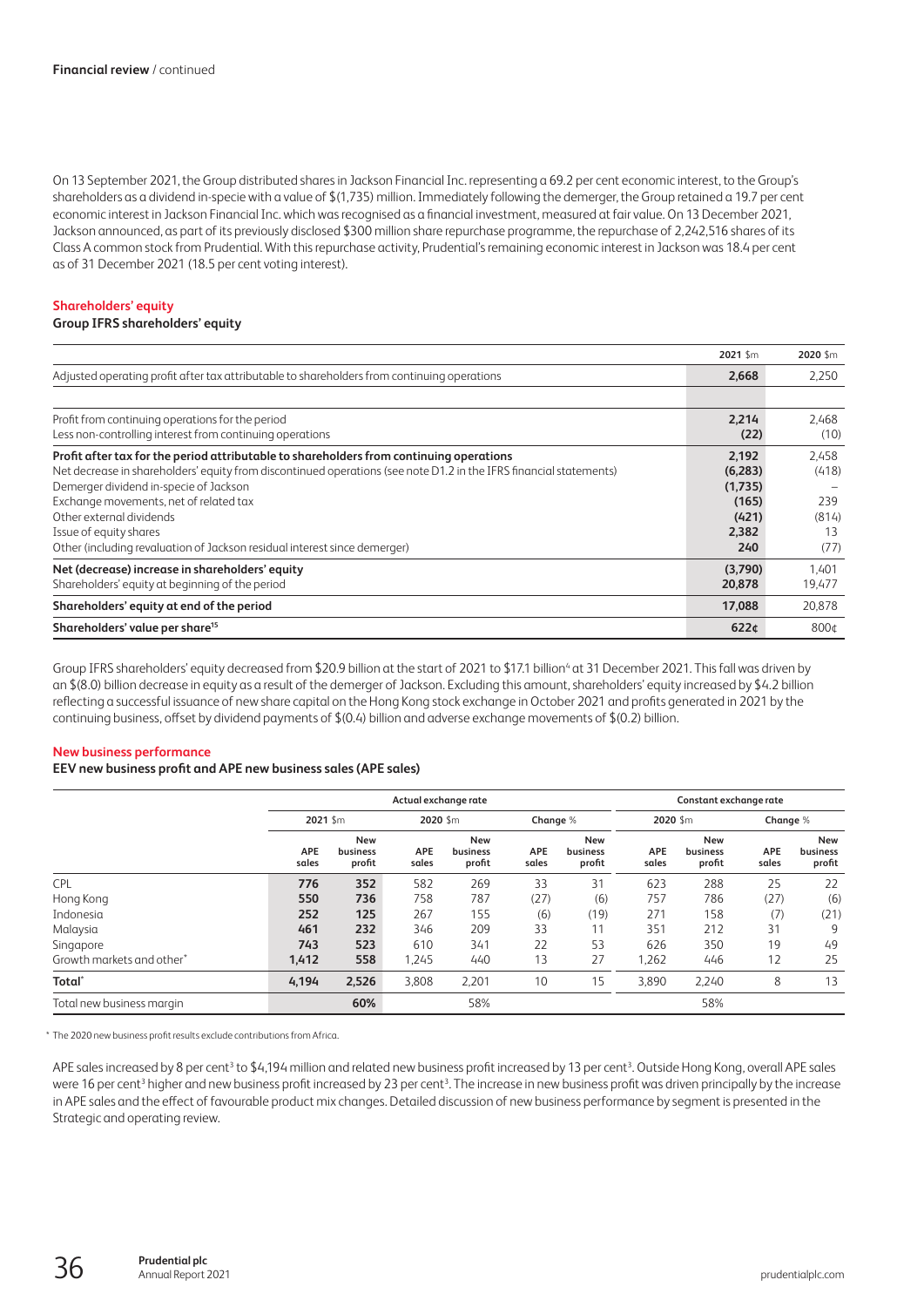**Financial review** / continued

On 13 September 2021, the Group distributed shares in Jackson Financial Inc. representing a 69.2 per cent economic interest, to the Group's shareholders as a dividend in-specie with a value of $(1,735) million. Immediately following the demerger, the Group retained a 19.7 per cent economic interest in Jackson Financial Inc. which was recognised as a financial investment, measured at fair value. On 13 December 2021, Jackson announced, as part of its previously disclosed $300 million share repurchase programme, the repurchase of 2,242,516 shares of its Class A common stock from Prudential. With this repurchase activity, Prudential's remaining economic interest in Jackson was 18.4 per cent as of 31 December 2021 (18.5 per cent voting interest).

## Shareholders' equity

### Group IFRS shareholders' equity

| | 2021 $m | 2020 $m |
|---|---|---|
| Adjusted operating profit after tax attributable to shareholders from continuing operations | **2,668** | 2,250 |
| | | |
| Profit from continuing operations for the period | **2,214** | 2,468 |
| Less non-controlling interest from continuing operations | **(22)** | (10) |
| **Profit after tax for the period attributable to shareholders from continuing operations** | **2,192** | 2,458 |
| Net decrease in shareholders' equity from discontinued operations (see note D1.2 in the IFRS financial statements) | **(6,283)** | (418) |
| Demerger dividend in-specie of Jackson | **(1,735)** | – |
| Exchange movements, net of related tax | **(165)** | 239 |
| Other external dividends | **(421)** | (814) |
| Issue of equity shares | **2,382** | 13 |
| Other (including revaluation of Jackson residual interest since demerger) | **240** | (77) |
| **Net (decrease) increase in shareholders' equity** | **(3,790)** | 1,401 |
| Shareholders' equity at beginning of the period | **20,878** | 19,477 |
| **Shareholders' equity at end of the period** | **17,088** | 20,878 |
| **Shareholders' value per share[15]** | **622¢** | 800¢ |

Group IFRS shareholders' equity decreased from $20.9 billion at the start of 2021 to $17.1 billion[4] at 31 December 2021. This fall was driven by an $(8.0) billion decrease in equity as a result of the demerger of Jackson. Excluding this amount, shareholders' equity increased by $4.2 billion reflecting a successful issuance of new share capital on the Hong Kong stock exchange in October 2021 and profits generated in 2021 by the continuing business, offset by dividend payments of $(0.4) billion and adverse exchange movements of $(0.2) billion.

## New business performance

### EEV new business profit and APE new business sales (APE sales)

| | Actual exchange rate | | | | | | Constant exchange rate | | | |
|---|---|---|---|---|---|---|---|---|---|---|
| | 2021 $m | | 2020 $m | | Change % | | 2020 $m | | Change % | |
| | APE sales | New business profit | APE sales | New business profit | APE sales | New business profit | APE sales | New business profit | APE sales | New business profit |
| CPL | **776** | **352** | 582 | 269 | 33 | 31 | 623 | 288 | 25 | 22 |
| Hong Kong | **550** | **736** | 758 | 787 | (27) | (6) | 757 | 786 | (27) | (6) |
| Indonesia | **252** | **125** | 267 | 155 | (6) | (19) | 271 | 158 | (7) | (21) |
| Malaysia | **461** | **232** | 346 | 209 | 33 | 11 | 351 | 212 | 31 | 9 |
| Singapore | **743** | **523** | 610 | 341 | 22 | 53 | 626 | 350 | 19 | 49 |
| Growth markets and other* | **1,412** | **558** | 1,245 | 440 | 13 | 27 | 1,262 | 446 | 12 | 25 |
| **Total*** | **4,194** | **2,526** | 3,808 | 2,201 | 10 | 15 | 3,890 | 2,240 | 8 | 13 |
| Total new business margin | | **60%** | | 58% | | | | 58% | | |

\* The 2020 new business profit results exclude contributions from Africa.

APE sales increased by 8 per cent[3] to $4,194 million and related new business profit increased by 13 per cent[3]. Outside Hong Kong, overall APE sales were 16 per cent[3] higher and new business profit increased by 23 per cent[3]. The increase in new business profit was driven principally by the increase in APE sales and the effect of favourable product mix changes. Detailed discussion of new business performance by segment is presented in the Strategic and operating review.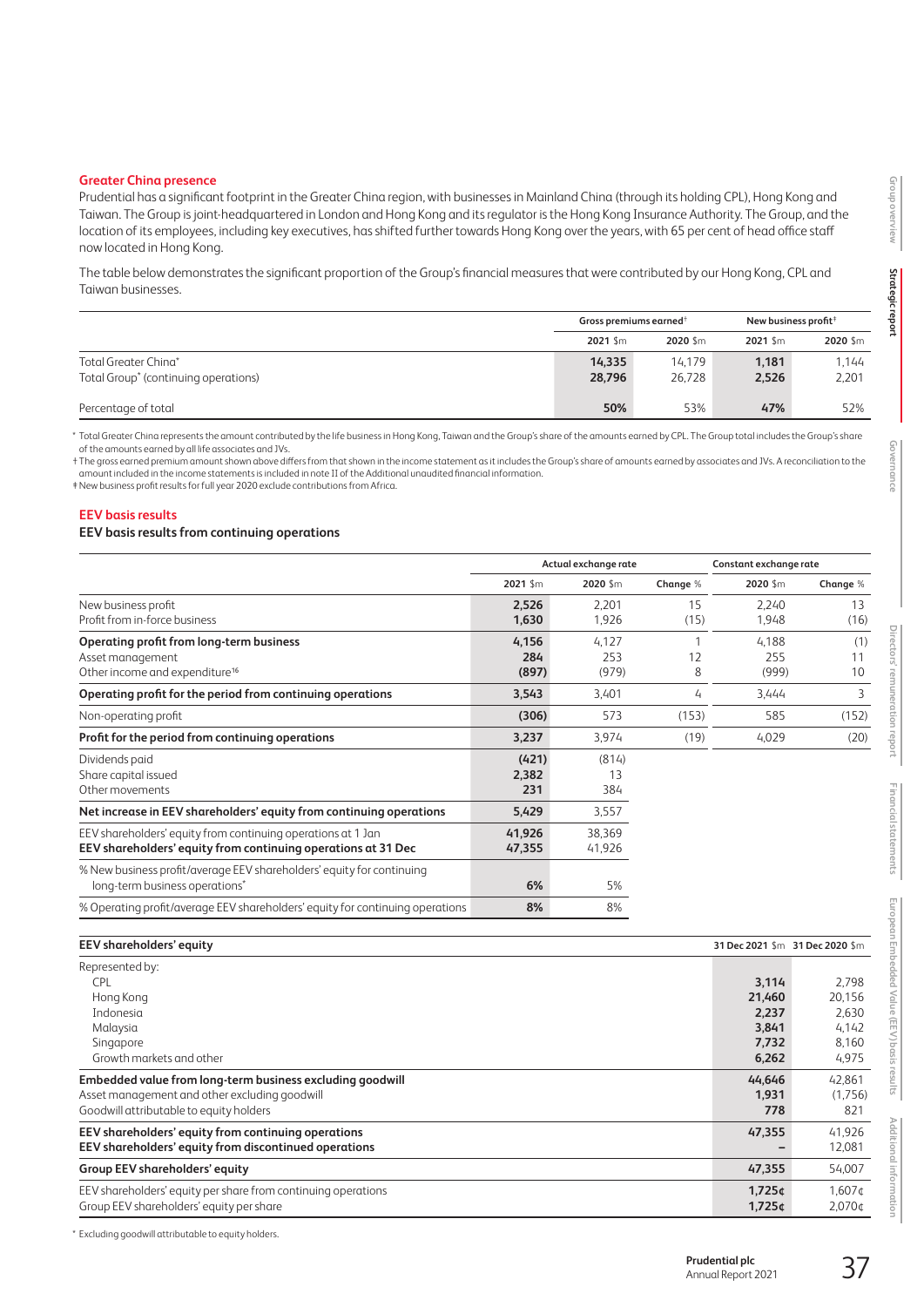## Greater China presence

Prudential has a significant footprint in the Greater China region, with businesses in Mainland China (through its holding CPL), Hong Kong and Taiwan. The Group is joint-headquartered in London and Hong Kong and its regulator is the Hong Kong Insurance Authority. The Group, and the location of its employees, including key executives, has shifted further towards Hong Kong over the years, with 65 per cent of head office staff now located in Hong Kong.

The table below demonstrates the significant proportion of the Group's financial measures that were contributed by our Hong Kong, CPL and Taiwan businesses.

| | Gross premiums earned† | | New business profit‡ | |
|---|---|---|---|---|
| | **2021** $m | **2020** $m | **2021** $m | **2020** $m |
| Total Greater China* | **14,335** | 14,179 | **1,181** | 1,144 |
| Total Group* (continuing operations) | **28,796** | 26,728 | **2,526** | 2,201 |
| Percentage of total | **50%** | 53% | **47%** | 52% |

\* Total Greater China represents the amount contributed by the life business in Hong Kong, Taiwan and the Group's share of the amounts earned by CPL. The Group total includes the Group's share of the amounts earned by all life associates and JVs.

† The gross earned premium amount shown above differs from that shown in the income statement as it includes the Group's share of amounts earned by associates and JVs. A reconciliation to the amount included in the income statements is included in note II of the Additional unaudited financial information.

‡ New business profit results for full year 2020 exclude contributions from Africa.

## EEV basis results

### EEV basis results from continuing operations

| | Actual exchange rate | | | Constant exchange rate | |
|---|---|---|---|---|---|
| | **2021** $m | **2020** $m | **Change** % | **2020** $m | **Change** % |
| New business profit | **2,526** | 2,201 | 15 | 2,240 | 13 |
| Profit from in-force business | **1,630** | 1,926 | (15) | 1,948 | (16) |
| **Operating profit from long-term business** | **4,156** | 4,127 | 1 | 4,188 | (1) |
| Asset management | **284** | 253 | 12 | 255 | 11 |
| Other income and expenditure[16] | **(897)** | (979) | 8 | (999) | 10 |
| **Operating profit for the period from continuing operations** | **3,543** | 3,401 | 4 | 3,444 | 3 |
| Non-operating profit | **(306)** | 573 | (153) | 585 | (152) |
| **Profit for the period from continuing operations** | **3,237** | 3,974 | (19) | 4,029 | (20) |
| Dividends paid | **(421)** | (814) | | | |
| Share capital issued | **2,382** | 13 | | | |
| Other movements | **231** | 384 | | | |
| **Net increase in EEV shareholders' equity from continuing operations** | **5,429** | 3,557 | | | |
| EEV shareholders' equity from continuing operations at 1 Jan | **41,926** | 38,369 | | | |
| **EEV shareholders' equity from continuing operations at 31 Dec** | **47,355** | 41,926 | | | |
| % New business profit/average EEV shareholders' equity for continuing long-term business operations* | **6%** | 5% | | | |
| % Operating profit/average EEV shareholders' equity for continuing operations | **8%** | 8% | | | |

| **EEV shareholders' equity** | **31 Dec 2021** $m | **31 Dec 2020** $m |
|---|---|---|
| Represented by: | | |
| CPL | **3,114** | 2,798 |
| Hong Kong | **21,460** | 20,156 |
| Indonesia | **2,237** | 2,630 |
| Malaysia | **3,841** | 4,142 |
| Singapore | **7,732** | 8,160 |
| Growth markets and other | **6,262** | 4,975 |
| **Embedded value from long-term business excluding goodwill** | **44,646** | 42,861 |
| Asset management and other excluding goodwill | **1,931** | (1,756) |
| Goodwill attributable to equity holders | **778** | 821 |
| **EEV shareholders' equity from continuing operations** | **47,355** | 41,926 |
| **EEV shareholders' equity from discontinued operations** | **–** | 12,081 |
| **Group EEV shareholders' equity** | **47,355** | 54,007 |
| EEV shareholders' equity per share from continuing operations | **1,725¢** | 1,607¢ |
| Group EEV shareholders' equity per share | **1,725¢** | 2,070¢ |

\* Excluding goodwill attributable to equity holders.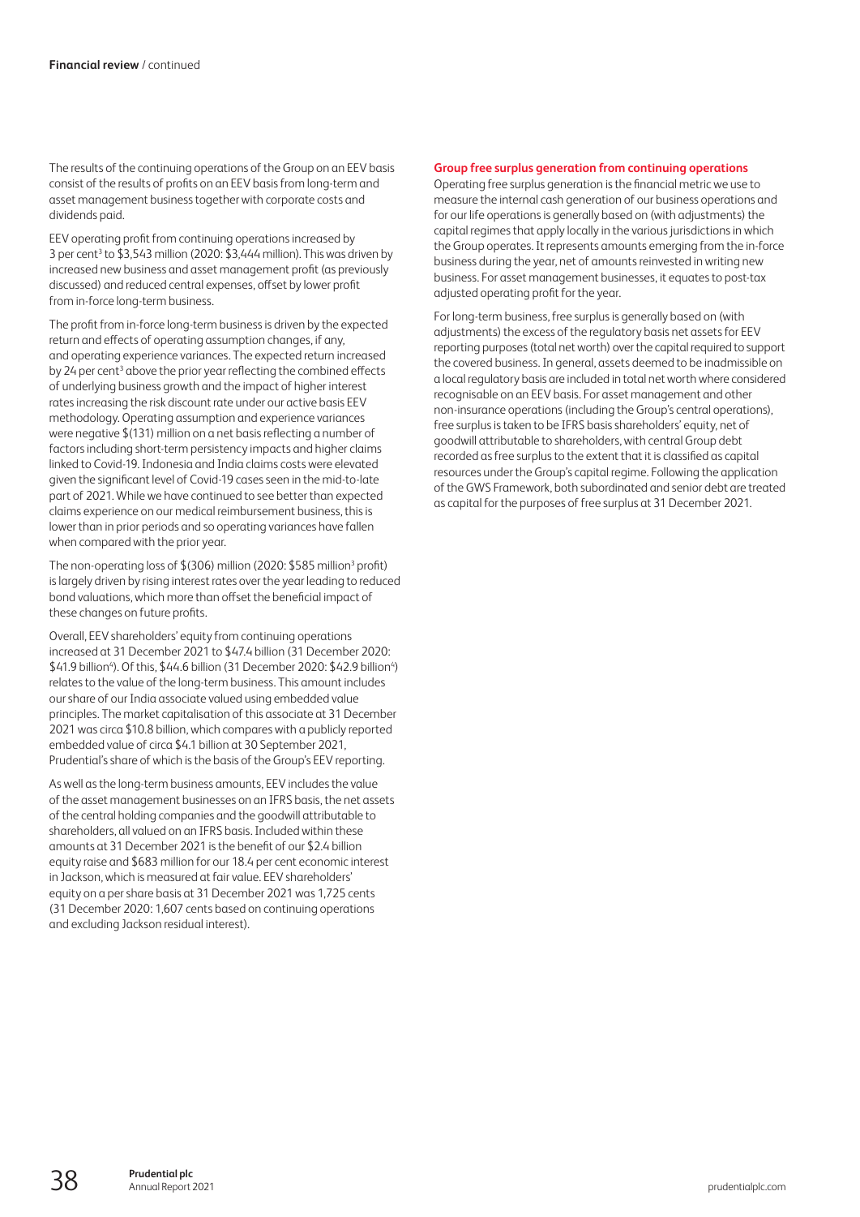The results of the continuing operations of the Group on an EEV basis consist of the results of profits on an EEV basis from long-term and asset management business together with corporate costs and dividends paid.

EEV operating profit from continuing operations increased by 3 per cent[3] to $3,543 million (2020: $3,444 million). This was driven by increased new business and asset management profit (as previously discussed) and reduced central expenses, offset by lower profit from in-force long-term business.

The profit from in-force long-term business is driven by the expected return and effects of operating assumption changes, if any, and operating experience variances. The expected return increased by 24 per cent[3] above the prior year reflecting the combined effects of underlying business growth and the impact of higher interest rates increasing the risk discount rate under our active basis EEV methodology. Operating assumption and experience variances were negative $(131) million on a net basis reflecting a number of factors including short-term persistency impacts and higher claims linked to Covid-19. Indonesia and India claims costs were elevated given the significant level of Covid-19 cases seen in the mid-to-late part of 2021. While we have continued to see better than expected claims experience on our medical reimbursement business, this is lower than in prior periods and so operating variances have fallen when compared with the prior year.

The non-operating loss of $(306) million (2020: $585 million[3] profit) is largely driven by rising interest rates over the year leading to reduced bond valuations, which more than offset the beneficial impact of these changes on future profits.

Overall, EEV shareholders' equity from continuing operations increased at 31 December 2021 to $47.4 billion (31 December 2020: $41.9 billion[4]). Of this, $44.6 billion (31 December 2020: $42.9 billion[4]) relates to the value of the long-term business. This amount includes our share of our India associate valued using embedded value principles. The market capitalisation of this associate at 31 December 2021 was circa $10.8 billion, which compares with a publicly reported embedded value of circa $4.1 billion at 30 September 2021, Prudential's share of which is the basis of the Group's EEV reporting.

As well as the long-term business amounts, EEV includes the value of the asset management businesses on an IFRS basis, the net assets of the central holding companies and the goodwill attributable to shareholders, all valued on an IFRS basis. Included within these amounts at 31 December 2021 is the benefit of our $2.4 billion equity raise and $683 million for our 18.4 per cent economic interest in Jackson, which is measured at fair value. EEV shareholders' equity on a per share basis at 31 December 2021 was 1,725 cents (31 December 2020: 1,607 cents based on continuing operations and excluding Jackson residual interest).

## Group free surplus generation from continuing operations

Operating free surplus generation is the financial metric we use to measure the internal cash generation of our business operations and for our life operations is generally based on (with adjustments) the capital regimes that apply locally in the various jurisdictions in which the Group operates. It represents amounts emerging from the in-force business during the year, net of amounts reinvested in writing new business. For asset management businesses, it equates to post-tax adjusted operating profit for the year.

For long-term business, free surplus is generally based on (with adjustments) the excess of the regulatory basis net assets for EEV reporting purposes (total net worth) over the capital required to support the covered business. In general, assets deemed to be inadmissible on a local regulatory basis are included in total net worth where considered recognisable on an EEV basis. For asset management and other non-insurance operations (including the Group's central operations), free surplus is taken to be IFRS basis shareholders' equity, net of goodwill attributable to shareholders, with central Group debt recorded as free surplus to the extent that it is classified as capital resources under the Group's capital regime. Following the application of the GWS Framework, both subordinated and senior debt are treated as capital for the purposes of free surplus at 31 December 2021.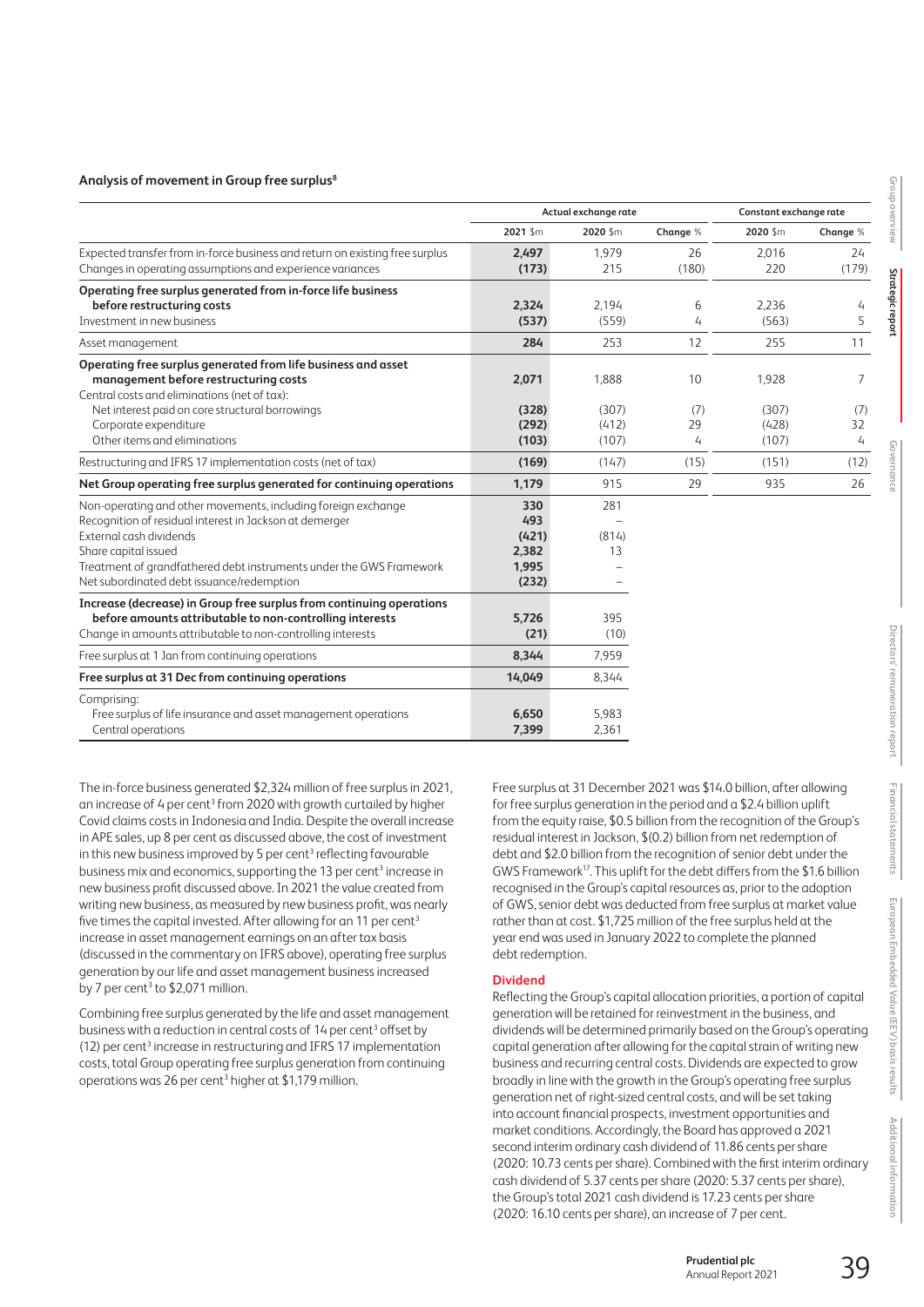### Analysis of movement in Group free surplus[8]

| | Actual exchange rate | | | Constant exchange rate | |
|---|---|---|---|---|---|
| | 2021 $m | 2020 $m | Change % | 2020 $m | Change % |
| Expected transfer from in-force business and return on existing free surplus | **2,497** | 1,979 | 26 | 2,016 | 24 |
| Changes in operating assumptions and experience variances | **(173)** | 215 | (180) | 220 | (179) |
| **Operating free surplus generated from in-force life business before restructuring costs** | **2,324** | 2,194 | 6 | 2,236 | 4 |
| Investment in new business | **(537)** | (559) | 4 | (563) | 5 |
| Asset management | **284** | 253 | 12 | 255 | 11 |
| **Operating free surplus generated from life business and asset management before restructuring costs** | **2,071** | 1,888 | 10 | 1,928 | 7 |
| Central costs and eliminations (net of tax): | | | | | |
| Net interest paid on core structural borrowings | **(328)** | (307) | (7) | (307) | (7) |
| Corporate expenditure | **(292)** | (412) | 29 | (428) | 32 |
| Other items and eliminations | **(103)** | (107) | 4 | (107) | 4 |
| Restructuring and IFRS 17 implementation costs (net of tax) | **(169)** | (147) | (15) | (151) | (12) |
| **Net Group operating free surplus generated for continuing operations** | **1,179** | 915 | 29 | 935 | 26 |
| Non-operating and other movements, including foreign exchange | **330** | 281 | | | |
| Recognition of residual interest in Jackson at demerger | **493** | – | | | |
| External cash dividends | **(421)** | (814) | | | |
| Share capital issued | **2,382** | 13 | | | |
| Treatment of grandfathered debt instruments under the GWS Framework | **1,995** | – | | | |
| Net subordinated debt issuance/redemption | **(232)** | – | | | |
| **Increase (decrease) in Group free surplus from continuing operations before amounts attributable to non-controlling interests** | **5,726** | 395 | | | |
| Change in amounts attributable to non-controlling interests | **(21)** | (10) | | | |
| Free surplus at 1 Jan from continuing operations | **8,344** | 7,959 | | | |
| **Free surplus at 31 Dec from continuing operations** | **14,049** | 8,344 | | | |
| Comprising: | | | | | |
| Free surplus of life insurance and asset management operations | **6,650** | 5,983 | | | |
| Central operations | **7,399** | 2,361 | | | |

The in-force business generated $2,324 million of free surplus in 2021, an increase of 4 per cent[3] from 2020 with growth curtailed by higher Covid claims costs in Indonesia and India. Despite the overall increase in APE sales, up 8 per cent as discussed above, the cost of investment in this new business improved by 5 per cent[3] reflecting favourable business mix and economics, supporting the 13 per cent[3] increase in new business profit discussed above. In 2021 the value created from writing new business, as measured by new business profit, was nearly five times the capital invested. After allowing for an 11 per cent[3] increase in asset management earnings on an after tax basis (discussed in the commentary on IFRS above), operating free surplus generation by our life and asset management business increased by 7 per cent[3] to $2,071 million.

Combining free surplus generated by the life and asset management business with a reduction in central costs of 14 per cent[3] offset by (12) per cent[3] increase in restructuring and IFRS 17 implementation costs, total Group operating free surplus generation from continuing operations was 26 per cent[3] higher at $1,179 million.

Free surplus at 31 December 2021 was $14.0 billion, after allowing for free surplus generation in the period and a $2.4 billion uplift from the equity raise, $0.5 billion from the recognition of the Group's residual interest in Jackson, $(0.2) billion from net redemption of debt and $2.0 billion from the recognition of senior debt under the GWS Framework[17]. This uplift for the debt differs from the $1.6 billion recognised in the Group's capital resources as, prior to the adoption of GWS, senior debt was deducted from free surplus at market value rather than at cost. $1,725 million of the free surplus held at the year end was used in January 2022 to complete the planned debt redemption.

#### Dividend

Reflecting the Group's capital allocation priorities, a portion of capital generation will be retained for reinvestment in the business, and dividends will be determined primarily based on the Group's operating capital generation after allowing for the capital strain of writing new business and recurring central costs. Dividends are expected to grow broadly in line with the growth in the Group's operating free surplus generation net of right-sized central costs, and will be set taking into account financial prospects, investment opportunities and market conditions. Accordingly, the Board has approved a 2021 second interim ordinary cash dividend of 11.86 cents per share (2020: 10.73 cents per share). Combined with the first interim ordinary cash dividend of 5.37 cents per share (2020: 5.37 cents per share), the Group's total 2021 cash dividend is 17.23 cents per share (2020: 16.10 cents per share), an increase of 7 per cent.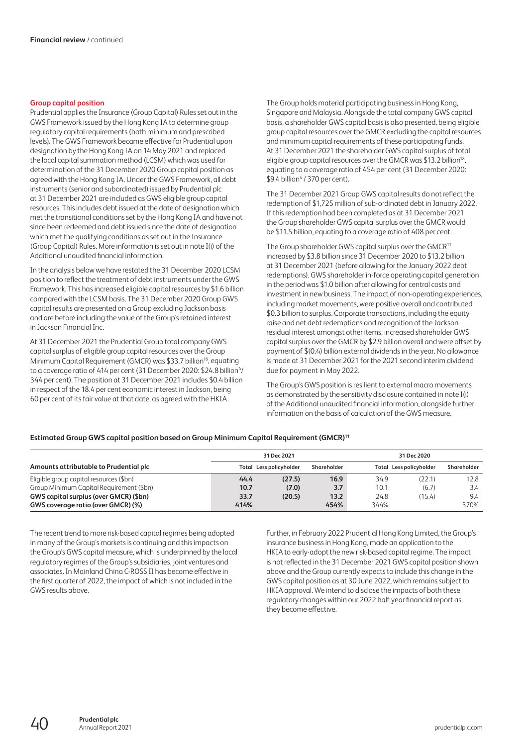## Group capital position

Prudential applies the Insurance (Group Capital) Rules set out in the GWS Framework issued by the Hong Kong IA to determine group regulatory capital requirements (both minimum and prescribed levels). The GWS Framework became effective for Prudential upon designation by the Hong Kong IA on 14 May 2021 and replaced the local capital summation method (LCSM) which was used for determination of the 31 December 2020 Group capital position as agreed with the Hong Kong IA. Under the GWS Framework, all debt instruments (senior and subordinated) issued by Prudential plc at 31 December 2021 are included as GWS eligible group capital resources. This includes debt issued at the date of designation which met the transitional conditions set by the Hong Kong IA and have not since been redeemed and debt issued since the date of designation which met the qualifying conditions as set out in the Insurance (Group Capital) Rules. More information is set out in note I(i) of the Additional unaudited financial information.

In the analysis below we have restated the 31 December 2020 LCSM position to reflect the treatment of debt instruments under the GWS Framework. This has increased eligible capital resources by $1.6 billion compared with the LCSM basis. The 31 December 2020 Group GWS capital results are presented on a Group excluding Jackson basis and are before including the value of the Group's retained interest in Jackson Financial Inc.

At 31 December 2021 the Prudential Group total company GWS capital surplus of eligible group capital resources over the Group Minimum Capital Requirement (GMCR) was $33.7 billion[18], equating to a coverage ratio of 414 per cent (31 December 2020: $24.8 billion[4]/ 344 per cent). The position at 31 December 2021 includes $0.4 billion in respect of the 18.4 per cent economic interest in Jackson, being 60 per cent of its fair value at that date, as agreed with the HKIA.

The Group holds material participating business in Hong Kong, Singapore and Malaysia. Alongside the total company GWS capital basis, a shareholder GWS capital basis is also presented, being eligible group capital resources over the GMCR excluding the capital resources and minimum capital requirements of these participating funds. At 31 December 2021 the shareholder GWS capital surplus of total eligible group capital resources over the GMCR was $13.2 billion[18], equating to a coverage ratio of 454 per cent (31 December 2020: $9.4 billion[4] / 370 per cent).

The 31 December 2021 Group GWS capital results do not reflect the redemption of $1,725 million of sub-ordinated debt in January 2022. If this redemption had been completed as at 31 December 2021 the Group shareholder GWS capital surplus over the GMCR would be $11.5 billion, equating to a coverage ratio of 408 per cent.

The Group shareholder GWS capital surplus over the GMCR[11] increased by $3.8 billion since 31 December 2020 to $13.2 billion at 31 December 2021 (before allowing for the January 2022 debt redemptions). GWS shareholder in-force operating capital generation in the period was $1.0 billion after allowing for central costs and investment in new business. The impact of non-operating experiences, including market movements, were positive overall and contributed $0.3 billion to surplus. Corporate transactions, including the equity raise and net debt redemptions and recognition of the Jackson residual interest amongst other items, increased shareholder GWS capital surplus over the GMCR by $2.9 billion overall and were offset by payment of $(0.4) billion external dividends in the year. No allowance is made at 31 December 2021 for the 2021 second interim dividend due for payment in May 2022.

The Group's GWS position is resilient to external macro movements as demonstrated by the sensitivity disclosure contained in note I(i) of the Additional unaudited financial information, alongside further information on the basis of calculation of the GWS measure.

### Estimated Group GWS capital position based on Group Minimum Capital Requirement (GMCR)[11]

| Amounts attributable to Prudential plc | 31 Dec 2021 | | | 31 Dec 2020 | | |
|---|---|---|---|---|---|---|
| | Total | Less policyholder | Shareholder | Total | Less policyholder | Shareholder |
| Eligible group capital resources ($bn) | **44.4** | **(27.5)** | **16.9** | 34.9 | (22.1) | 12.8 |
| Group Minimum Capital Requirement ($bn) | **10.7** | **(7.0)** | **3.7** | 10.1 | (6.7) | 3.4 |
| **GWS capital surplus (over GMCR) ($bn)** | **33.7** | **(20.5)** | **13.2** | 24.8 | (15.4) | 9.4 |
| **GWS coverage ratio (over GMCR) (%)** | **414%** | | **454%** | 344% | | 370% |

The recent trend to more risk-based capital regimes being adopted in many of the Group's markets is continuing and this impacts on the Group's GWS capital measure, which is underpinned by the local regulatory regimes of the Group's subsidiaries, joint ventures and associates. In Mainland China C-ROSS II has become effective in the first quarter of 2022, the impact of which is not included in the GWS results above.

Further, in February 2022 Prudential Hong Kong Limited, the Group's insurance business in Hong Kong, made an application to the HKIA to early-adopt the new risk-based capital regime. The impact is not reflected in the 31 December 2021 GWS capital position shown above and the Group currently expects to include this change in the GWS capital position as at 30 June 2022, which remains subject to HKIA approval. We intend to disclose the impacts of both these regulatory changes within our 2022 half year financial report as they become effective.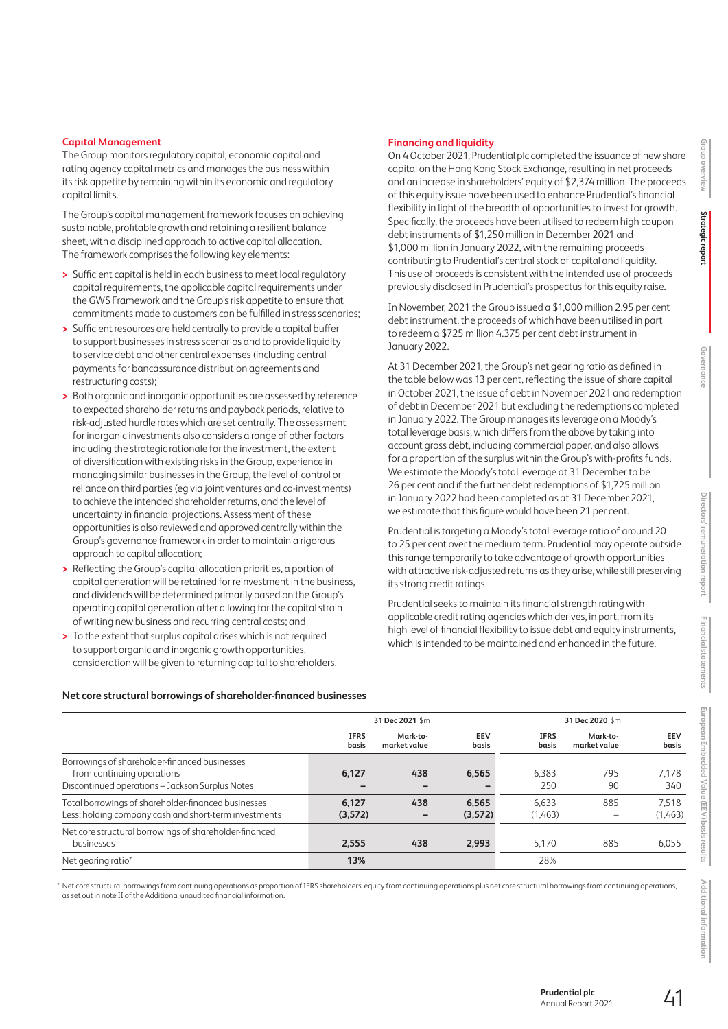## Capital Management

The Group monitors regulatory capital, economic capital and rating agency capital metrics and manages the business within its risk appetite by remaining within its economic and regulatory capital limits.

The Group's capital management framework focuses on achieving sustainable, profitable growth and retaining a resilient balance sheet, with a disciplined approach to active capital allocation. The framework comprises the following key elements:

- Sufficient capital is held in each business to meet local regulatory capital requirements, the applicable capital requirements under the GWS Framework and the Group's risk appetite to ensure that commitments made to customers can be fulfilled in stress scenarios;
- Sufficient resources are held centrally to provide a capital buffer to support businesses in stress scenarios and to provide liquidity to service debt and other central expenses (including central payments for bancassurance distribution agreements and restructuring costs);
- Both organic and inorganic opportunities are assessed by reference to expected shareholder returns and payback periods, relative to risk-adjusted hurdle rates which are set centrally. The assessment for inorganic investments also considers a range of other factors including the strategic rationale for the investment, the extent of diversification with existing risks in the Group, experience in managing similar businesses in the Group, the level of control or reliance on third parties (eg via joint ventures and co-investments) to achieve the intended shareholder returns, and the level of uncertainty in financial projections. Assessment of these opportunities is also reviewed and approved centrally within the Group's governance framework in order to maintain a rigorous approach to capital allocation;
- Reflecting the Group's capital allocation priorities, a portion of capital generation will be retained for reinvestment in the business, and dividends will be determined primarily based on the Group's operating capital generation after allowing for the capital strain of writing new business and recurring central costs; and
- To the extent that surplus capital arises which is not required to support organic and inorganic growth opportunities, consideration will be given to returning capital to shareholders.

## Financing and liquidity

On 4 October 2021, Prudential plc completed the issuance of new share capital on the Hong Kong Stock Exchange, resulting in net proceeds and an increase in shareholders' equity of $2,374 million. The proceeds of this equity issue have been used to enhance Prudential's financial flexibility in light of the breadth of opportunities to invest for growth. Specifically, the proceeds have been utilised to redeem high coupon debt instruments of $1,250 million in December 2021 and $1,000 million in January 2022, with the remaining proceeds contributing to Prudential's central stock of capital and liquidity. This use of proceeds is consistent with the intended use of proceeds previously disclosed in Prudential's prospectus for this equity raise.

In November, 2021 the Group issued a $1,000 million 2.95 per cent debt instrument, the proceeds of which have been utilised in part to redeem a $725 million 4.375 per cent debt instrument in January 2022.

At 31 December 2021, the Group's net gearing ratio as defined in the table below was 13 per cent, reflecting the issue of share capital in October 2021, the issue of debt in November 2021 and redemption of debt in December 2021 but excluding the redemptions completed in January 2022. The Group manages its leverage on a Moody's total leverage basis, which differs from the above by taking into account gross debt, including commercial paper, and also allows for a proportion of the surplus within the Group's with-profits funds. We estimate the Moody's total leverage at 31 December to be 26 per cent and if the further debt redemptions of $1,725 million in January 2022 had been completed as at 31 December 2021, we estimate that this figure would have been 21 per cent.

Prudential is targeting a Moody's total leverage ratio of around 20 to 25 per cent over the medium term. Prudential may operate outside this range temporarily to take advantage of growth opportunities with attractive risk-adjusted returns as they arise, while still preserving its strong credit ratings.

Prudential seeks to maintain its financial strength rating with applicable credit rating agencies which derives, in part, from its high level of financial flexibility to issue debt and equity instruments, which is intended to be maintained and enhanced in the future.

### Net core structural borrowings of shareholder-financed businesses

| | 31 Dec 2021 $m | | | 31 Dec 2020 $m | | |
|---|---|---|---|---|---|---|
| | IFRS basis | Mark-to-market value | EEV basis | IFRS basis | Mark-to-market value | EEV basis |
| Borrowings of shareholder-financed businesses from continuing operations | **6,127** | **438** | **6,565** | 6,383 | 795 | 7,178 |
| Discontinued operations – Jackson Surplus Notes | **–** | **–** | **–** | 250 | 90 | 340 |
| Total borrowings of shareholder-financed businesses | **6,127** | **438** | **6,565** | 6,633 | 885 | 7,518 |
| Less: holding company cash and short-term investments | **(3,572)** | **–** | **(3,572)** | (1,463) | – | (1,463) |
| Net core structural borrowings of shareholder-financed businesses | **2,555** | **438** | **2,993** | 5,170 | 885 | 6,055 |
| Net gearing ratio* | **13%** | | | 28% | | |

\* Net core structural borrowings from continuing operations as proportion of IFRS shareholders' equity from continuing operations plus net core structural borrowings from continuing operations, as set out in note II of the Additional unaudited financial information.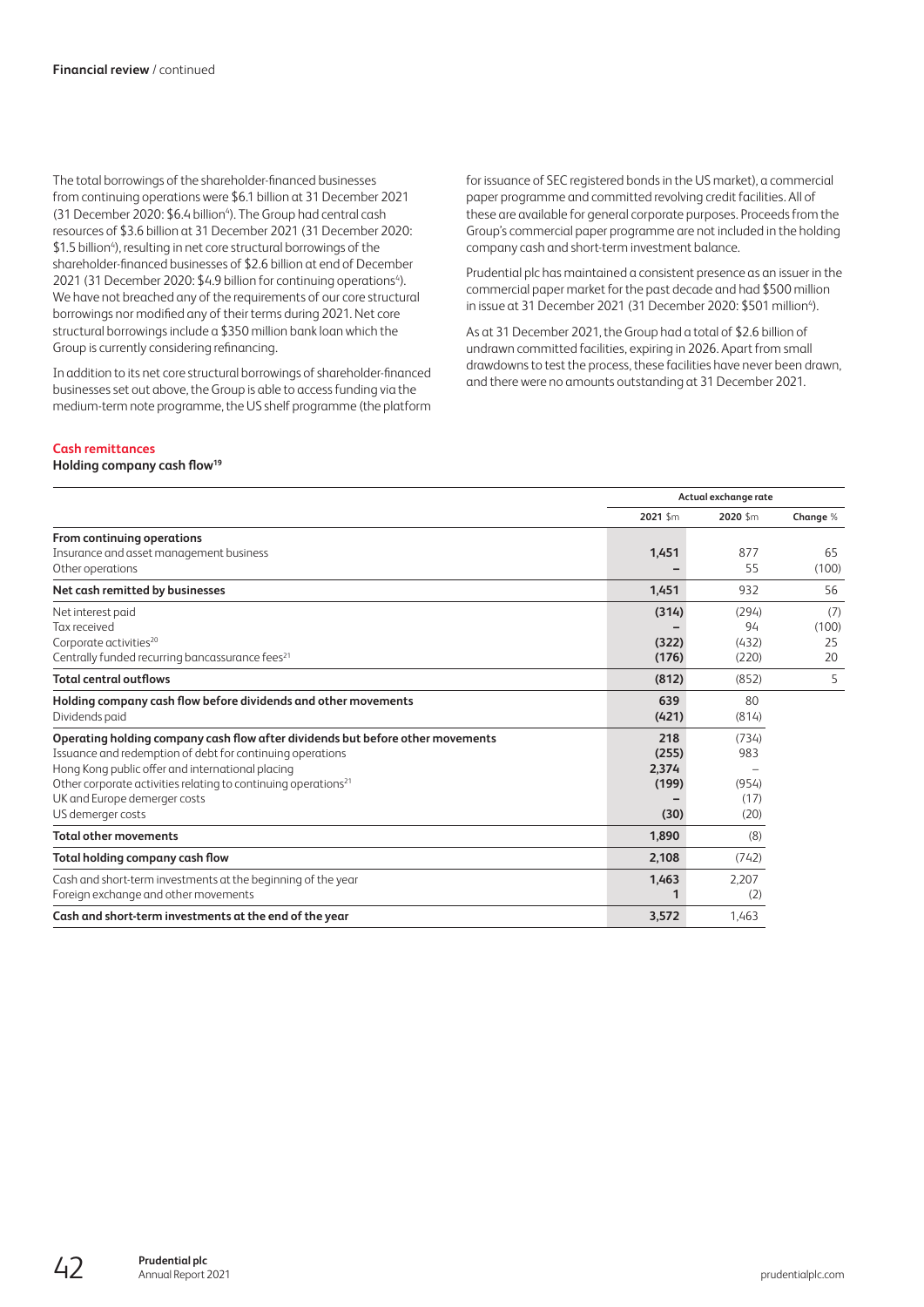The total borrowings of the shareholder-financed businesses from continuing operations were $6.1 billion at 31 December 2021 (31 December 2020: $6.4 billion[4]). The Group had central cash resources of $3.6 billion at 31 December 2021 (31 December 2020: $1.5 billion[4]), resulting in net core structural borrowings of the shareholder-financed businesses of $2.6 billion at end of December 2021 (31 December 2020: $4.9 billion for continuing operations[4]). We have not breached any of the requirements of our core structural borrowings nor modified any of their terms during 2021. Net core structural borrowings include a $350 million bank loan which the Group is currently considering refinancing.

In addition to its net core structural borrowings of shareholder-financed businesses set out above, the Group is able to access funding via the medium-term note programme, the US shelf programme (the platform for issuance of SEC registered bonds in the US market), a commercial paper programme and committed revolving credit facilities. All of these are available for general corporate purposes. Proceeds from the Group's commercial paper programme are not included in the holding company cash and short-term investment balance.

Prudential plc has maintained a consistent presence as an issuer in the commercial paper market for the past decade and had $500 million in issue at 31 December 2021 (31 December 2020: $501 million[4]).

As at 31 December 2021, the Group had a total of $2.6 billion of undrawn committed facilities, expiring in 2026. Apart from small drawdowns to test the process, these facilities have never been drawn, and there were no amounts outstanding at 31 December 2021.

## Cash remittances

**Holding company cash flow[19]**

| | Actual exchange rate | | |
|---|---|---|---|
| | 2021 $m | 2020 $m | Change % |
| **From continuing operations** | | | |
| Insurance and asset management business | **1,451** | 877 | 65 |
| Other operations | **–** | 55 | (100) |
| **Net cash remitted by businesses** | **1,451** | 932 | 56 |
| Net interest paid | **(314)** | (294) | (7) |
| Tax received | **–** | 94 | (100) |
| Corporate activities[20] | **(322)** | (432) | 25 |
| Centrally funded recurring bancassurance fees[21] | **(176)** | (220) | 20 |
| **Total central outflows** | **(812)** | (852) | 5 |
| **Holding company cash flow before dividends and other movements** | **639** | 80 | |
| Dividends paid | **(421)** | (814) | |
| **Operating holding company cash flow after dividends but before other movements** | **218** | (734) | |
| Issuance and redemption of debt for continuing operations | **(255)** | 983 | |
| Hong Kong public offer and international placing | **2,374** | – | |
| Other corporate activities relating to continuing operations[21] | **(199)** | (954) | |
| UK and Europe demerger costs | **–** | (17) | |
| US demerger costs | **(30)** | (20) | |
| **Total other movements** | **1,890** | (8) | |
| **Total holding company cash flow** | **2,108** | (742) | |
| Cash and short-term investments at the beginning of the year | **1,463** | 2,207 | |
| Foreign exchange and other movements | **1** | (2) | |
| **Cash and short-term investments at the end of the year** | **3,572** | 1,463 | |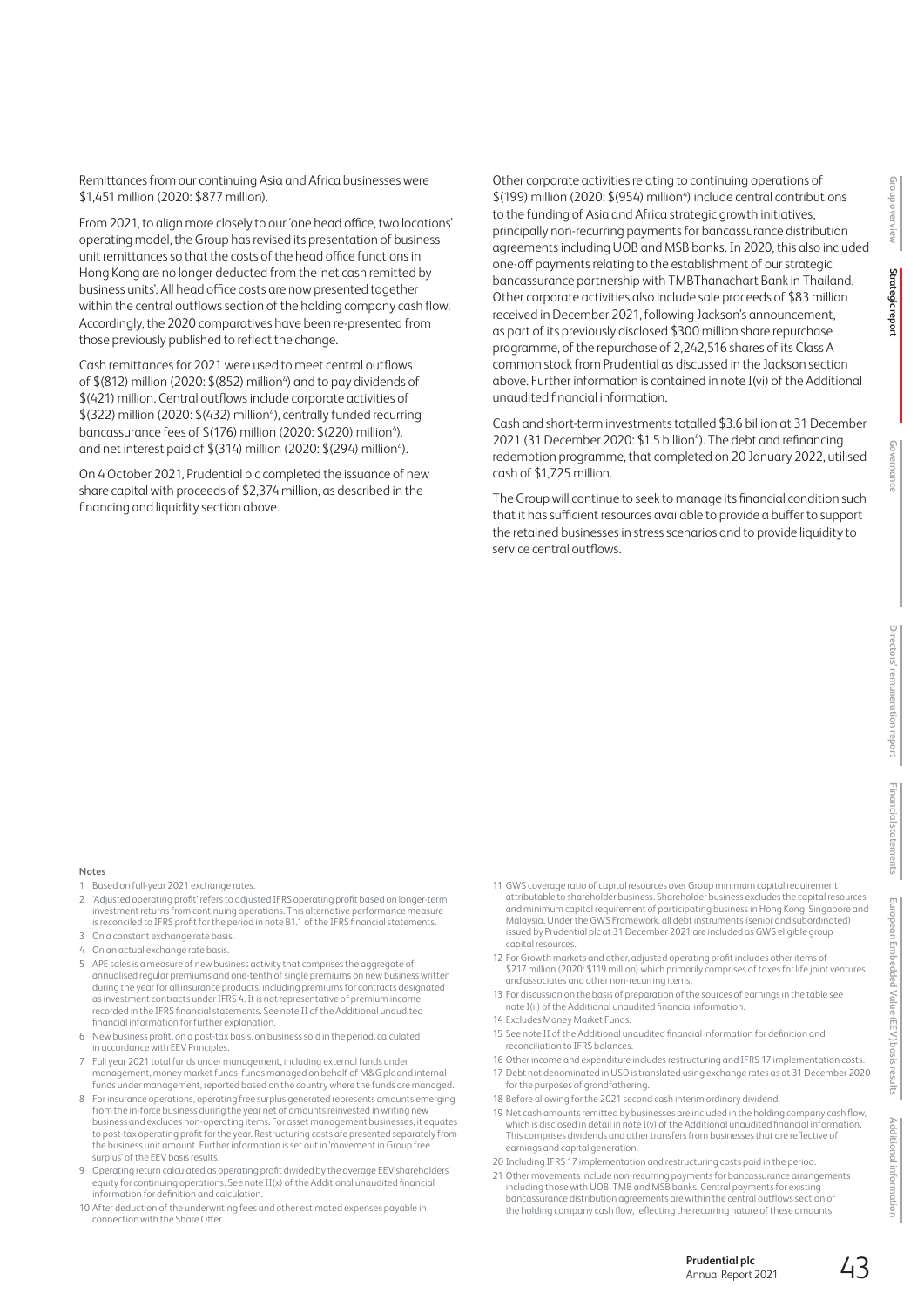Remittances from our continuing Asia and Africa businesses were $1,451 million (2020: $877 million).

From 2021, to align more closely to our 'one head office, two locations' operating model, the Group has revised its presentation of business unit remittances so that the costs of the head office functions in Hong Kong are no longer deducted from the 'net cash remitted by business units'. All head office costs are now presented together within the central outflows section of the holding company cash flow. Accordingly, the 2020 comparatives have been re-presented from those previously published to reflect the change.

Cash remittances for 2021 were used to meet central outflows of $(812) million (2020: $(852) million[4]) and to pay dividends of $(421) million. Central outflows include corporate activities of $(322) million (2020: $(432) million[4]), centrally funded recurring bancassurance fees of $(176) million (2020: $(220) million[4]), and net interest paid of $(314) million (2020: $(294) million[4]).

On 4 October 2021, Prudential plc completed the issuance of new share capital with proceeds of $2,374 million, as described in the financing and liquidity section above.

Other corporate activities relating to continuing operations of $(199) million (2020: $(954) million[4]) include central contributions to the funding of Asia and Africa strategic growth initiatives, principally non-recurring payments for bancassurance distribution agreements including UOB and MSB banks. In 2020, this also included one-off payments relating to the establishment of our strategic bancassurance partnership with TMBThanachart Bank in Thailand. Other corporate activities also include sale proceeds of $83 million received in December 2021, following Jackson's announcement, as part of its previously disclosed $300 million share repurchase programme, of the repurchase of 2,242,516 shares of its Class A common stock from Prudential as discussed in the Jackson section above. Further information is contained in note I(vi) of the Additional unaudited financial information.

Cash and short-term investments totalled $3.6 billion at 31 December 2021 (31 December 2020: $1.5 billion[4]). The debt and refinancing redemption programme, that completed on 20 January 2022, utilised cash of $1,725 million.

The Group will continue to seek to manage its financial condition such that it has sufficient resources available to provide a buffer to support the retained businesses in stress scenarios and to provide liquidity to service central outflows.

**Notes**

1 Based on full-year 2021 exchange rates.

2 'Adjusted operating profit' refers to adjusted IFRS operating profit based on longer-term investment returns from continuing operations. This alternative performance measure is reconciled to IFRS profit for the period in note B1.1 of the IFRS financial statements.

3 On a constant exchange rate basis.

4 On an actual exchange rate basis.

5 APE sales is a measure of new business activity that comprises the aggregate of annualised regular premiums and one-tenth of single premiums on new business written during the year for all insurance products, including premiums for contracts designated as investment contracts under IFRS 4. It is not representative of premium income recorded in the IFRS financial statements. See note II of the Additional unaudited financial information for further explanation.

6 New business profit, on a post-tax basis, on business sold in the period, calculated in accordance with EEV Principles.

7 Full year 2021 total funds under management, including external funds under management, money market funds, funds managed on behalf of M&G plc and internal funds under management, reported based on the country where the funds are managed.

8 For insurance operations, operating free surplus generated represents amounts emerging from the in-force business during the year net of amounts reinvested in writing new business and excludes non-operating items. For asset management businesses, it equates to post-tax operating profit for the year. Restructuring costs are presented separately from the business unit amount. Further information is set out in 'movement in Group free surplus' of the EEV basis results.

9 Operating return calculated as operating profit divided by the average EEV shareholders' equity for continuing operations. See note II(x) of the Additional unaudited financial information for definition and calculation.

10 After deduction of the underwriting fees and other estimated expenses payable in connection with the Share Offer.

11 GWS coverage ratio of capital resources over Group minimum capital requirement attributable to shareholder business. Shareholder business excludes the capital resources and minimum capital requirement of participating business in Hong Kong, Singapore and Malaysia. Under the GWS Framework, all debt instruments (senior and subordinated) issued by Prudential plc at 31 December 2021 are included as GWS eligible group capital resources.

12 For Growth markets and other, adjusted operating profit includes other items of $217 million (2020: $119 million) which primarily comprises of taxes for life joint ventures and associates and other non-recurring items.

13 For discussion on the basis of preparation of the sources of earnings in the table see note I(ii) of the Additional unaudited financial information.

14 Excludes Money Market Funds.

15 See note II of the Additional unaudited financial information for definition and reconciliation to IFRS balances.

16 Other income and expenditure includes restructuring and IFRS 17 implementation costs.

17 Debt not denominated in USD is translated using exchange rates as at 31 December 2020 for the purposes of grandfathering.

18 Before allowing for the 2021 second cash interim ordinary dividend.

19 Net cash amounts remitted by businesses are included in the holding company cash flow, which is disclosed in detail in note I(v) of the Additional unaudited financial information. This comprises dividends and other transfers from businesses that are reflective of earnings and capital generation.

20 Including IFRS 17 implementation and restructuring costs paid in the period.

21 Other movements include non-recurring payments for bancassurance arrangements including those with UOB, TMB and MSB banks. Central payments for existing bancassurance distribution agreements are within the central outflows section of the holding company cash flow, reflecting the recurring nature of these amounts.